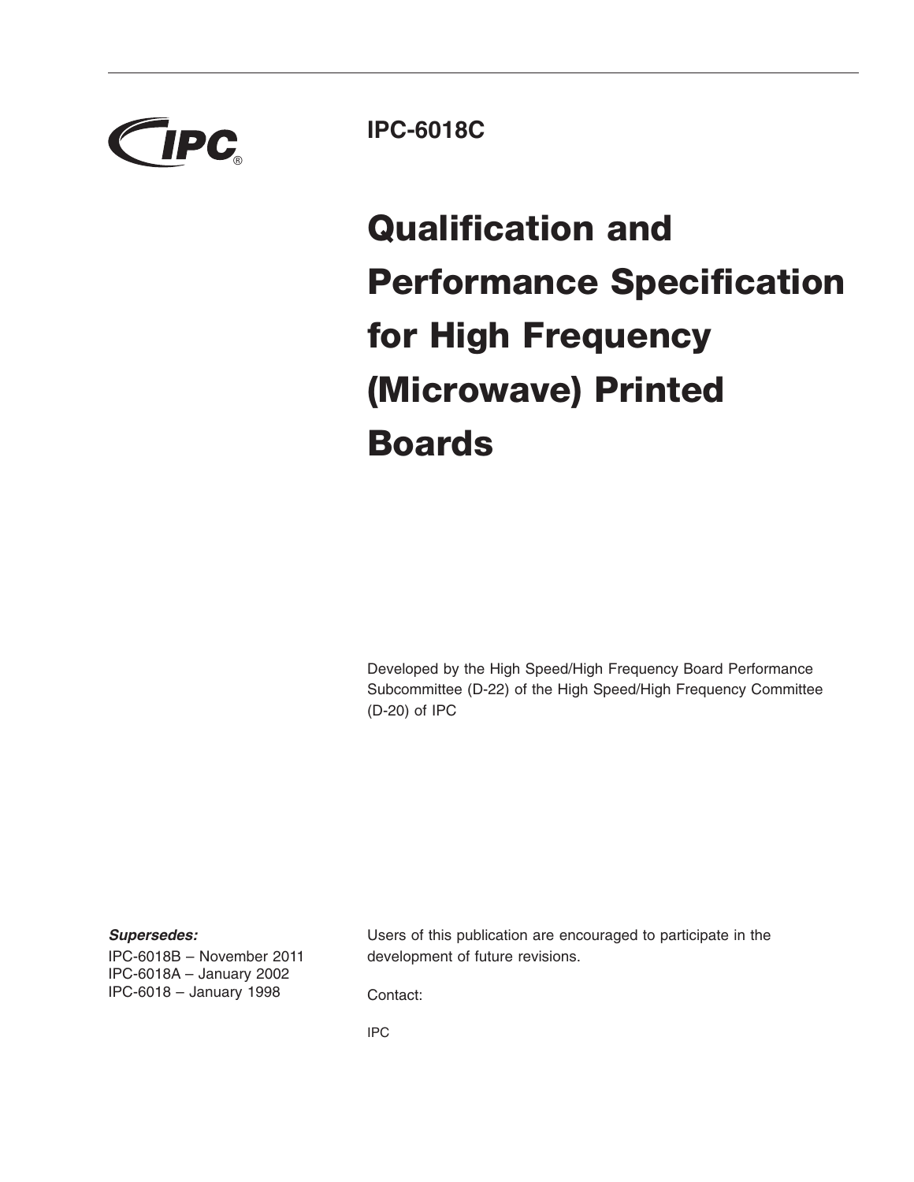IPC®

**IPC-6018C**

# Qualification and Performance Specification for High Frequency (Microwave) Printed Boards

Developed by the High Speed/High Frequency Board Performance Subcommittee (D-22) of the High Speed/High Frequency Committee (D-20) of IPC

***Supersedes:***

IPC-6018B – November 2011
IPC-6018A – January 2002
IPC-6018 – January 1998

Users of this publication are encouraged to participate in the development of future revisions.

Contact:

IPC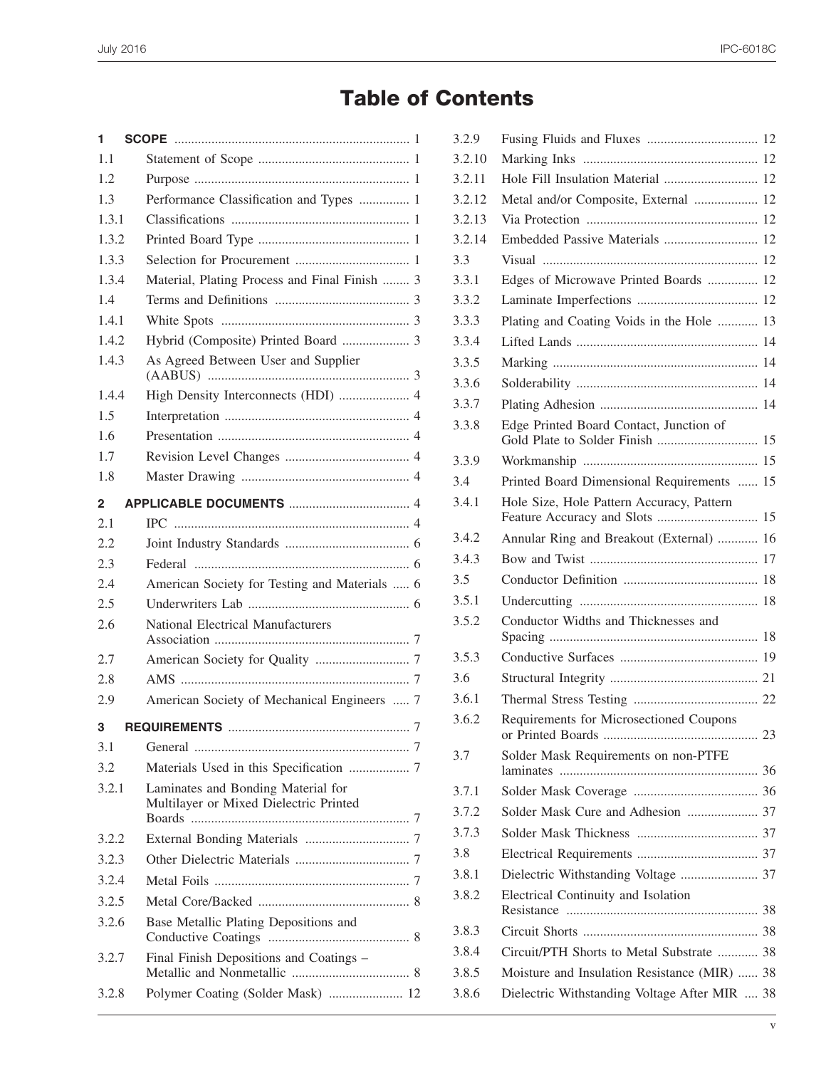# Table of Contents

| | | |
|---|---|---|
| **1** | **SCOPE** | 1 |
| 1.1 | Statement of Scope | 1 |
| 1.2 | Purpose | 1 |
| 1.3 | Performance Classification and Types | 1 |
| 1.3.1 | Classifications | 1 |
| 1.3.2 | Printed Board Type | 1 |
| 1.3.3 | Selection for Procurement | 1 |
| 1.3.4 | Material, Plating Process and Final Finish | 3 |
| 1.4 | Terms and Definitions | 3 |
| 1.4.1 | White Spots | 3 |
| 1.4.2 | Hybrid (Composite) Printed Board | 3 |
| 1.4.3 | As Agreed Between User and Supplier (AABUS) | 3 |
| 1.4.4 | High Density Interconnects (HDI) | 4 |
| 1.5 | Interpretation | 4 |
| 1.6 | Presentation | 4 |
| 1.7 | Revision Level Changes | 4 |
| 1.8 | Master Drawing | 4 |
| **2** | **APPLICABLE DOCUMENTS** | 4 |
| 2.1 | IPC | 4 |
| 2.2 | Joint Industry Standards | 6 |
| 2.3 | Federal | 6 |
| 2.4 | American Society for Testing and Materials | 6 |
| 2.5 | Underwriters Lab | 6 |
| 2.6 | National Electrical Manufacturers Association | 7 |
| 2.7 | American Society for Quality | 7 |
| 2.8 | AMS | 7 |
| 2.9 | American Society of Mechanical Engineers | 7 |
| **3** | **REQUIREMENTS** | 7 |
| 3.1 | General | 7 |
| 3.2 | Materials Used in this Specification | 7 |
| 3.2.1 | Laminates and Bonding Material for Multilayer or Mixed Dielectric Printed Boards | 7 |
| 3.2.2 | External Bonding Materials | 7 |
| 3.2.3 | Other Dielectric Materials | 7 |
| 3.2.4 | Metal Foils | 7 |
| 3.2.5 | Metal Core/Backed | 8 |
| 3.2.6 | Base Metallic Plating Depositions and Conductive Coatings | 8 |
| 3.2.7 | Final Finish Depositions and Coatings – Metallic and Nonmetallic | 8 |
| 3.2.8 | Polymer Coating (Solder Mask) | 12 |
| 3.2.9 | Fusing Fluids and Fluxes | 12 |
| 3.2.10 | Marking Inks | 12 |
| 3.2.11 | Hole Fill Insulation Material | 12 |
| 3.2.12 | Metal and/or Composite, External | 12 |
| 3.2.13 | Via Protection | 12 |
| 3.2.14 | Embedded Passive Materials | 12 |
| 3.3 | Visual | 12 |
| 3.3.1 | Edges of Microwave Printed Boards | 12 |
| 3.3.2 | Laminate Imperfections | 12 |
| 3.3.3 | Plating and Coating Voids in the Hole | 13 |
| 3.3.4 | Lifted Lands | 14 |
| 3.3.5 | Marking | 14 |
| 3.3.6 | Solderability | 14 |
| 3.3.7 | Plating Adhesion | 14 |
| 3.3.8 | Edge Printed Board Contact, Junction of Gold Plate to Solder Finish | 15 |
| 3.3.9 | Workmanship | 15 |
| 3.4 | Printed Board Dimensional Requirements | 15 |
| 3.4.1 | Hole Size, Hole Pattern Accuracy, Pattern Feature Accuracy and Slots | 15 |
| 3.4.2 | Annular Ring and Breakout (External) | 16 |
| 3.4.3 | Bow and Twist | 17 |
| 3.5 | Conductor Definition | 18 |
| 3.5.1 | Undercutting | 18 |
| 3.5.2 | Conductor Widths and Thicknesses and Spacing | 18 |
| 3.5.3 | Conductive Surfaces | 19 |
| 3.6 | Structural Integrity | 21 |
| 3.6.1 | Thermal Stress Testing | 22 |
| 3.6.2 | Requirements for Microsectioned Coupons or Printed Boards | 23 |
| 3.7 | Solder Mask Requirements on non-PTFE laminates | 36 |
| 3.7.1 | Solder Mask Coverage | 36 |
| 3.7.2 | Solder Mask Cure and Adhesion | 37 |
| 3.7.3 | Solder Mask Thickness | 37 |
| 3.8 | Electrical Requirements | 37 |
| 3.8.1 | Dielectric Withstanding Voltage | 37 |
| 3.8.2 | Electrical Continuity and Isolation Resistance | 38 |
| 3.8.3 | Circuit Shorts | 38 |
| 3.8.4 | Circuit/PTH Shorts to Metal Substrate | 38 |
| 3.8.5 | Moisture and Insulation Resistance (MIR) | 38 |
| 3.8.6 | Dielectric Withstanding Voltage After MIR | 38 |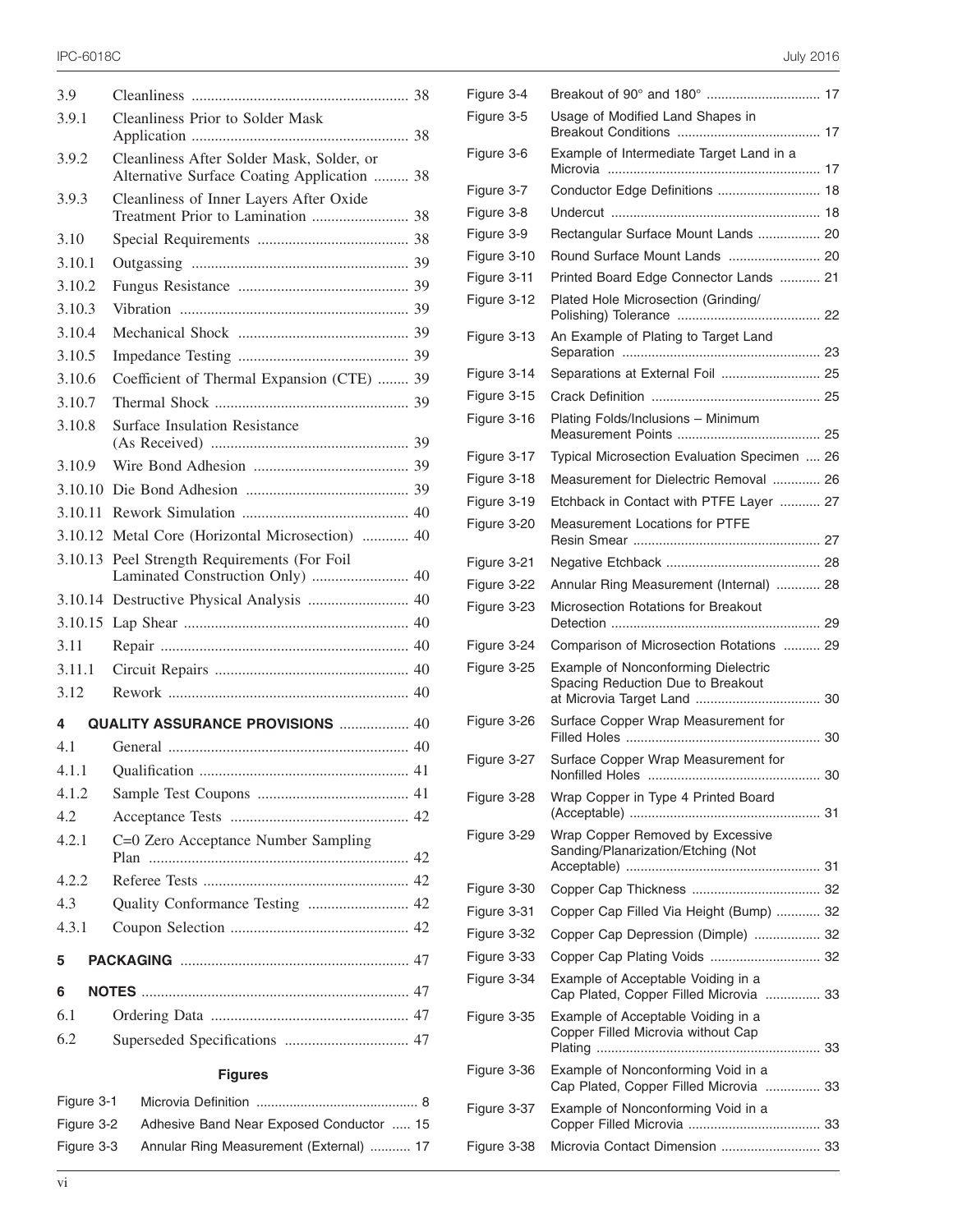| | | |
|---|---|---|
| 3.9 | Cleanliness | 38 |
| 3.9.1 | Cleanliness Prior to Solder Mask Application | 38 |
| 3.9.2 | Cleanliness After Solder Mask, Solder, or Alternative Surface Coating Application | 38 |
| 3.9.3 | Cleanliness of Inner Layers After Oxide Treatment Prior to Lamination | 38 |
| 3.10 | Special Requirements | 38 |
| 3.10.1 | Outgassing | 39 |
| 3.10.2 | Fungus Resistance | 39 |
| 3.10.3 | Vibration | 39 |
| 3.10.4 | Mechanical Shock | 39 |
| 3.10.5 | Impedance Testing | 39 |
| 3.10.6 | Coefficient of Thermal Expansion (CTE) | 39 |
| 3.10.7 | Thermal Shock | 39 |
| 3.10.8 | Surface Insulation Resistance (As Received) | 39 |
| 3.10.9 | Wire Bond Adhesion | 39 |
| 3.10.10 | Die Bond Adhesion | 39 |
| 3.10.11 | Rework Simulation | 40 |
| 3.10.12 | Metal Core (Horizontal Microsection) | 40 |
| 3.10.13 | Peel Strength Requirements (For Foil Laminated Construction Only) | 40 |
| 3.10.14 | Destructive Physical Analysis | 40 |
| 3.10.15 | Lap Shear | 40 |
| 3.11 | Repair | 40 |
| 3.11.1 | Circuit Repairs | 40 |
| 3.12 | Rework | 40 |
| **4** | **QUALITY ASSURANCE PROVISIONS** | 40 |
| 4.1 | General | 40 |
| 4.1.1 | Qualification | 41 |
| 4.1.2 | Sample Test Coupons | 41 |
| 4.2 | Acceptance Tests | 42 |
| 4.2.1 | C=0 Zero Acceptance Number Sampling Plan | 42 |
| 4.2.2 | Referee Tests | 42 |
| 4.3 | Quality Conformance Testing | 42 |
| 4.3.1 | Coupon Selection | 42 |
| **5** | **PACKAGING** | 47 |
| **6** | **NOTES** | 47 |
| 6.1 | Ordering Data | 47 |
| 6.2 | Superseded Specifications | 47 |

**Figures**

| | | |
|---|---|---|
| Figure 3-1 | Microvia Definition | 8 |
| Figure 3-2 | Adhesive Band Near Exposed Conductor | 15 |
| Figure 3-3 | Annular Ring Measurement (External) | 17 |
| Figure 3-4 | Breakout of 90° and 180° | 17 |
| Figure 3-5 | Usage of Modified Land Shapes in Breakout Conditions | 17 |
| Figure 3-6 | Example of Intermediate Target Land in a Microvia | 17 |
| Figure 3-7 | Conductor Edge Definitions | 18 |
| Figure 3-8 | Undercut | 18 |
| Figure 3-9 | Rectangular Surface Mount Lands | 20 |
| Figure 3-10 | Round Surface Mount Lands | 20 |
| Figure 3-11 | Printed Board Edge Connector Lands | 21 |
| Figure 3-12 | Plated Hole Microsection (Grinding/Polishing) Tolerance | 22 |
| Figure 3-13 | An Example of Plating to Target Land Separation | 23 |
| Figure 3-14 | Separations at External Foil | 25 |
| Figure 3-15 | Crack Definition | 25 |
| Figure 3-16 | Plating Folds/Inclusions – Minimum Measurement Points | 25 |
| Figure 3-17 | Typical Microsection Evaluation Specimen | 26 |
| Figure 3-18 | Measurement for Dielectric Removal | 26 |
| Figure 3-19 | Etchback in Contact with PTFE Layer | 27 |
| Figure 3-20 | Measurement Locations for PTFE Resin Smear | 27 |
| Figure 3-21 | Negative Etchback | 28 |
| Figure 3-22 | Annular Ring Measurement (Internal) | 28 |
| Figure 3-23 | Microsection Rotations for Breakout Detection | 29 |
| Figure 3-24 | Comparison of Microsection Rotations | 29 |
| Figure 3-25 | Example of Nonconforming Dielectric Spacing Reduction Due to Breakout at Microvia Target Land | 30 |
| Figure 3-26 | Surface Copper Wrap Measurement for Filled Holes | 30 |
| Figure 3-27 | Surface Copper Wrap Measurement for Nonfilled Holes | 30 |
| Figure 3-28 | Wrap Copper in Type 4 Printed Board (Acceptable) | 31 |
| Figure 3-29 | Wrap Copper Removed by Excessive Sanding/Planarization/Etching (Not Acceptable) | 31 |
| Figure 3-30 | Copper Cap Thickness | 32 |
| Figure 3-31 | Copper Cap Filled Via Height (Bump) | 32 |
| Figure 3-32 | Copper Cap Depression (Dimple) | 32 |
| Figure 3-33 | Copper Cap Plating Voids | 32 |
| Figure 3-34 | Example of Acceptable Voiding in a Cap Plated, Copper Filled Microvia | 33 |
| Figure 3-35 | Example of Acceptable Voiding in a Copper Filled Microvia without Cap Plating | 33 |
| Figure 3-36 | Example of Nonconforming Void in a Cap Plated, Copper Filled Microvia | 33 |
| Figure 3-37 | Example of Nonconforming Void in a Copper Filled Microvia | 33 |
| Figure 3-38 | Microvia Contact Dimension | 33 |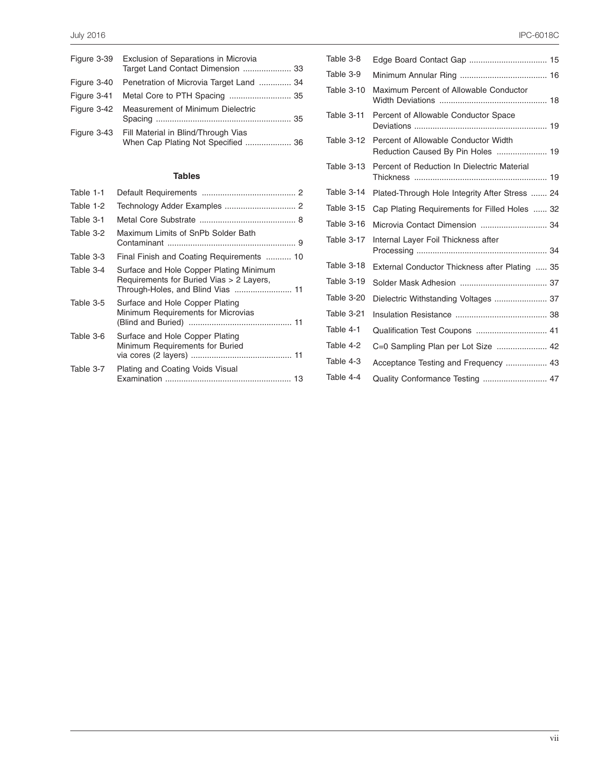| | | |
|---|---|---|
| Figure 3-39 | Exclusion of Separations in Microvia Target Land Contact Dimension | 33 |
| Figure 3-40 | Penetration of Microvia Target Land | 34 |
| Figure 3-41 | Metal Core to PTH Spacing | 35 |
| Figure 3-42 | Measurement of Minimum Dielectric Spacing | 35 |
| Figure 3-43 | Fill Material in Blind/Through Vias When Cap Plating Not Specified | 36 |

**Tables**

| | | |
|---|---|---|
| Table 1-1 | Default Requirements | 2 |
| Table 1-2 | Technology Adder Examples | 2 |
| Table 3-1 | Metal Core Substrate | 8 |
| Table 3-2 | Maximum Limits of SnPb Solder Bath Contaminant | 9 |
| Table 3-3 | Final Finish and Coating Requirements | 10 |
| Table 3-4 | Surface and Hole Copper Plating Minimum Requirements for Buried Vias > 2 Layers, Through-Holes, and Blind Vias | 11 |
| Table 3-5 | Surface and Hole Copper Plating Minimum Requirements for Microvias (Blind and Buried) | 11 |
| Table 3-6 | Surface and Hole Copper Plating Minimum Requirements for Buried via cores (2 layers) | 11 |
| Table 3-7 | Plating and Coating Voids Visual Examination | 13 |
| Table 3-8 | Edge Board Contact Gap | 15 |
| Table 3-9 | Minimum Annular Ring | 16 |
| Table 3-10 | Maximum Percent of Allowable Conductor Width Deviations | 18 |
| Table 3-11 | Percent of Allowable Conductor Space Deviations | 19 |
| Table 3-12 | Percent of Allowable Conductor Width Reduction Caused By Pin Holes | 19 |
| Table 3-13 | Percent of Reduction In Dielectric Material Thickness | 19 |
| Table 3-14 | Plated-Through Hole Integrity After Stress | 24 |
| Table 3-15 | Cap Plating Requirements for Filled Holes | 32 |
| Table 3-16 | Microvia Contact Dimension | 34 |
| Table 3-17 | Internal Layer Foil Thickness after Processing | 34 |
| Table 3-18 | External Conductor Thickness after Plating | 35 |
| Table 3-19 | Solder Mask Adhesion | 37 |
| Table 3-20 | Dielectric Withstanding Voltages | 37 |
| Table 3-21 | Insulation Resistance | 38 |
| Table 4-1 | Qualification Test Coupons | 41 |
| Table 4-2 | C=0 Sampling Plan per Lot Size | 42 |
| Table 4-3 | Acceptance Testing and Frequency | 43 |
| Table 4-4 | Quality Conformance Testing | 47 |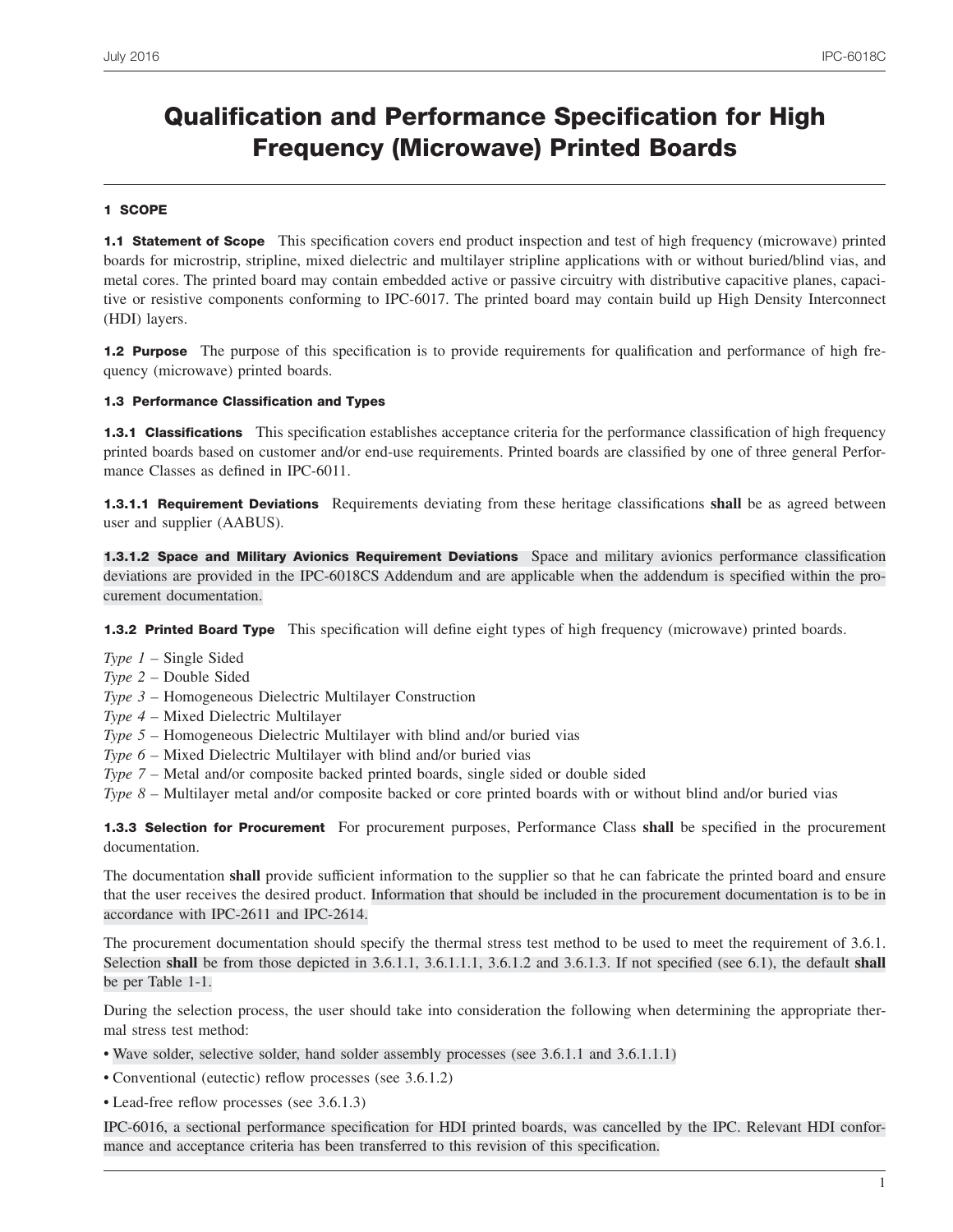# Qualification and Performance Specification for High Frequency (Microwave) Printed Boards

## 1 SCOPE

**1.1 Statement of Scope** This specification covers end product inspection and test of high frequency (microwave) printed boards for microstrip, stripline, mixed dielectric and multilayer stripline applications with or without buried/blind vias, and metal cores. The printed board may contain embedded active or passive circuitry with distributive capacitive planes, capacitive or resistive components conforming to IPC-6017. The printed board may contain build up High Density Interconnect (HDI) layers.

**1.2 Purpose** The purpose of this specification is to provide requirements for qualification and performance of high frequency (microwave) printed boards.

### 1.3 Performance Classification and Types

**1.3.1 Classifications** This specification establishes acceptance criteria for the performance classification of high frequency printed boards based on customer and/or end-use requirements. Printed boards are classified by one of three general Performance Classes as defined in IPC-6011.

**1.3.1.1 Requirement Deviations** Requirements deviating from these heritage classifications **shall** be as agreed between user and supplier (AABUS).

**1.3.1.2 Space and Military Avionics Requirement Deviations** Space and military avionics performance classification deviations are provided in the IPC-6018CS Addendum and are applicable when the addendum is specified within the procurement documentation.

**1.3.2 Printed Board Type** This specification will define eight types of high frequency (microwave) printed boards.

*Type 1* – Single Sided
*Type 2* – Double Sided
*Type 3* – Homogeneous Dielectric Multilayer Construction
*Type 4* – Mixed Dielectric Multilayer
*Type 5* – Homogeneous Dielectric Multilayer with blind and/or buried vias
*Type 6* – Mixed Dielectric Multilayer with blind and/or buried vias
*Type 7* – Metal and/or composite backed printed boards, single sided or double sided
*Type 8* – Multilayer metal and/or composite backed or core printed boards with or without blind and/or buried vias

**1.3.3 Selection for Procurement** For procurement purposes, Performance Class **shall** be specified in the procurement documentation.

The documentation **shall** provide sufficient information to the supplier so that he can fabricate the printed board and ensure that the user receives the desired product. Information that should be included in the procurement documentation is to be in accordance with IPC-2611 and IPC-2614.

The procurement documentation should specify the thermal stress test method to be used to meet the requirement of 3.6.1. Selection **shall** be from those depicted in 3.6.1.1, 3.6.1.1.1, 3.6.1.2 and 3.6.1.3. If not specified (see 6.1), the default **shall** be per Table 1-1.

During the selection process, the user should take into consideration the following when determining the appropriate thermal stress test method:

- Wave solder, selective solder, hand solder assembly processes (see 3.6.1.1 and 3.6.1.1.1)
- Conventional (eutectic) reflow processes (see 3.6.1.2)
- Lead-free reflow processes (see 3.6.1.3)

IPC-6016, a sectional performance specification for HDI printed boards, was cancelled by the IPC. Relevant HDI conformance and acceptance criteria has been transferred to this revision of this specification.